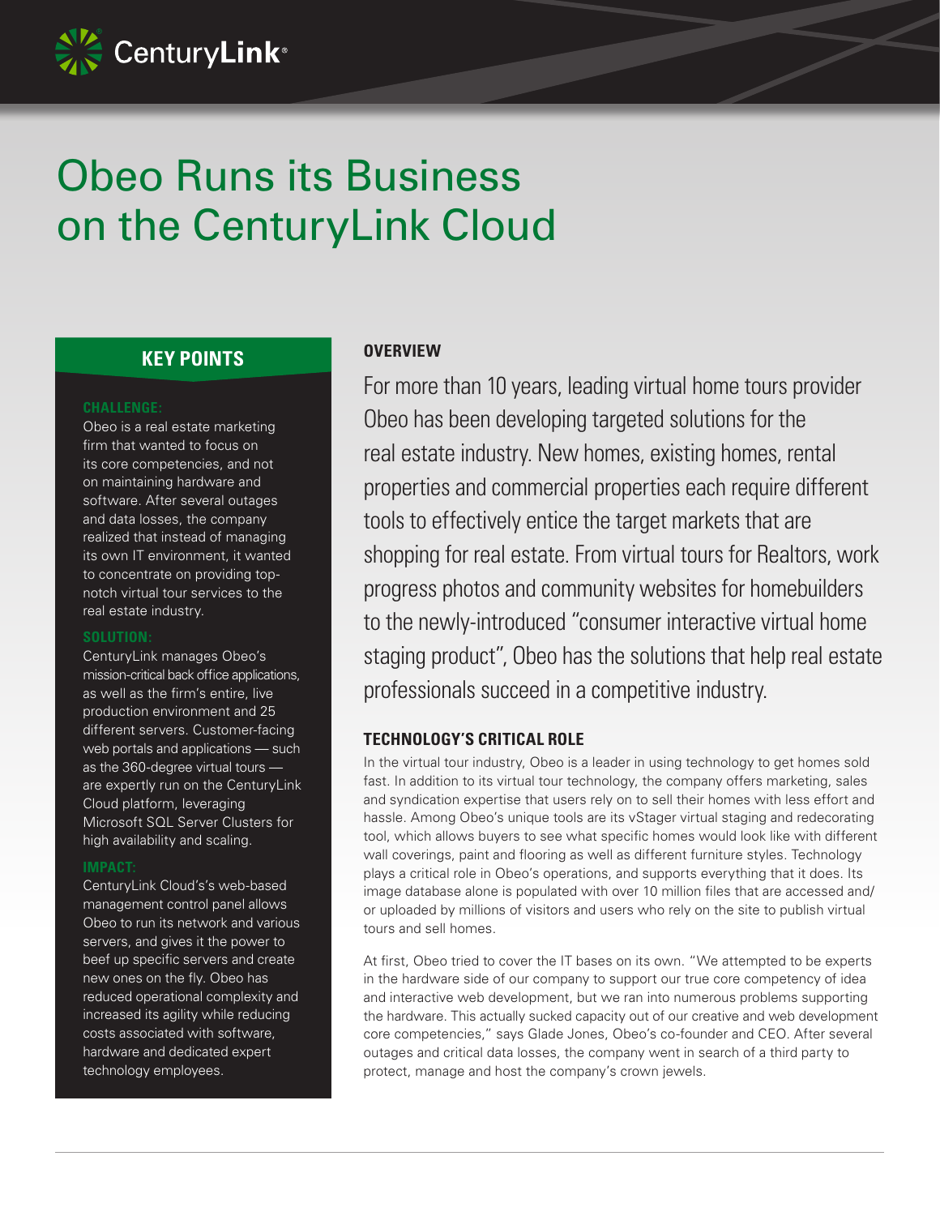# Obeo Runs its Business on the CenturyLink Cloud

## KEY POINTS

**CHALLENGE:**
Obeo is a real estate marketing firm that wanted to focus on its core competencies, and not on maintaining hardware and software. After several outages and data losses, the company realized that instead of managing its own IT environment, it wanted to concentrate on providing top-notch virtual tour services to the real estate industry.

**SOLUTION:**
CenturyLink manages Obeo's mission-critical back office applications, as well as the firm's entire, live production environment and 25 different servers. Customer-facing web portals and applications — such as the 360-degree virtual tours — are expertly run on the CenturyLink Cloud platform, leveraging Microsoft SQL Server Clusters for high availability and scaling.

**IMPACT:**
CenturyLink Cloud's's web-based management control panel allows Obeo to run its network and various servers, and gives it the power to beef up specific servers and create new ones on the fly. Obeo has reduced operational complexity and increased its agility while reducing costs associated with software, hardware and dedicated expert technology employees.

## OVERVIEW

For more than 10 years, leading virtual home tours provider Obeo has been developing targeted solutions for the real estate industry. New homes, existing homes, rental properties and commercial properties each require different tools to effectively entice the target markets that are shopping for real estate. From virtual tours for Realtors, work progress photos and community websites for homebuilders to the newly-introduced "consumer interactive virtual home staging product", Obeo has the solutions that help real estate professionals succeed in a competitive industry.

## TECHNOLOGY'S CRITICAL ROLE

In the virtual tour industry, Obeo is a leader in using technology to get homes sold fast. In addition to its virtual tour technology, the company offers marketing, sales and syndication expertise that users rely on to sell their homes with less effort and hassle. Among Obeo's unique tools are its vStager virtual staging and redecorating tool, which allows buyers to see what specific homes would look like with different wall coverings, paint and flooring as well as different furniture styles. Technology plays a critical role in Obeo's operations, and supports everything that it does. Its image database alone is populated with over 10 million files that are accessed and/or uploaded by millions of visitors and users who rely on the site to publish virtual tours and sell homes.

At first, Obeo tried to cover the IT bases on its own. "We attempted to be experts in the hardware side of our company to support our true core competency of idea and interactive web development, but we ran into numerous problems supporting the hardware. This actually sucked capacity out of our creative and web development core competencies," says Glade Jones, Obeo's co-founder and CEO. After several outages and critical data losses, the company went in search of a third party to protect, manage and host the company's crown jewels.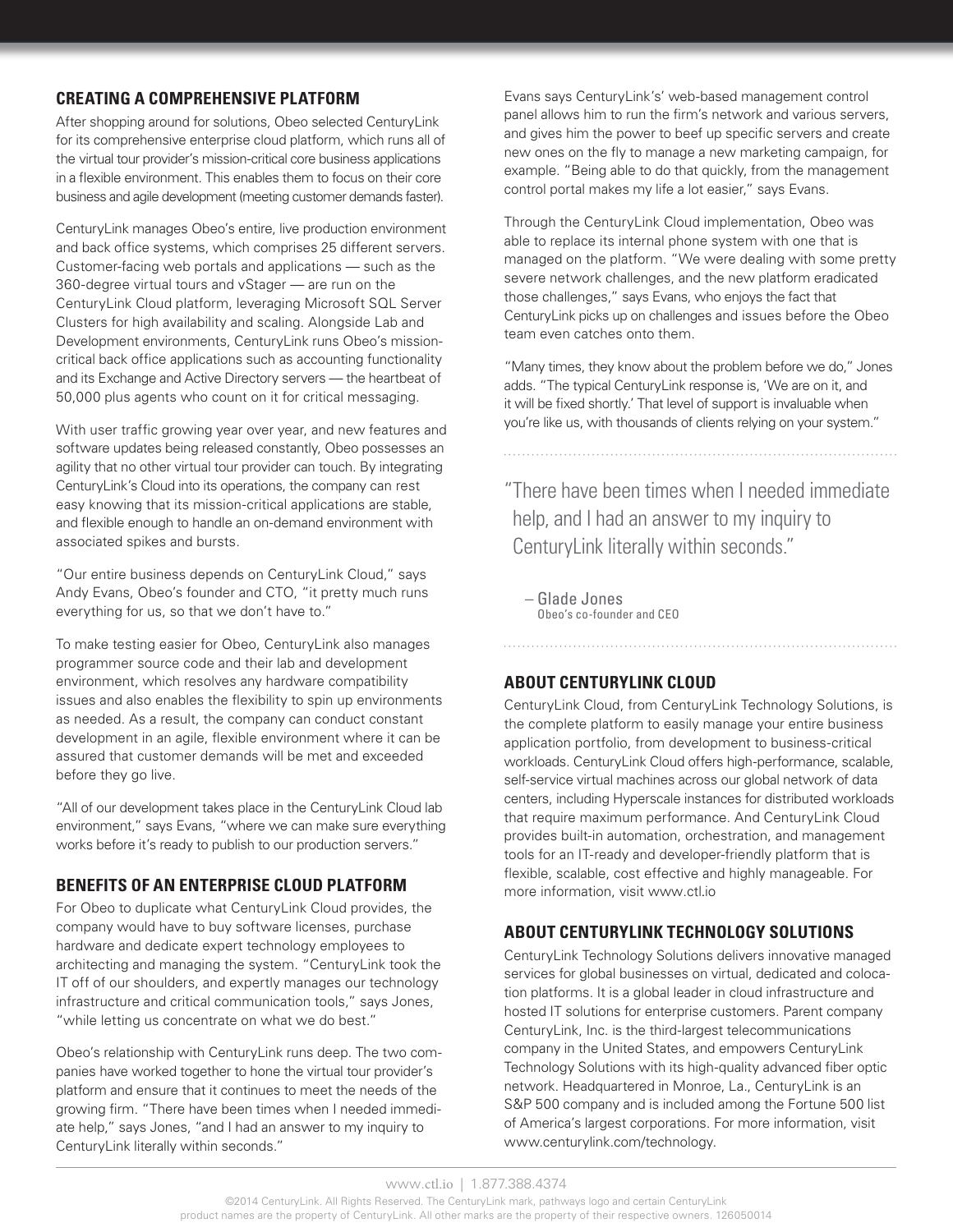## CREATING A COMPREHENSIVE PLATFORM

After shopping around for solutions, Obeo selected CenturyLink for its comprehensive enterprise cloud platform, which runs all of the virtual tour provider's mission-critical core business applications in a flexible environment. This enables them to focus on their core business and agile development (meeting customer demands faster).

CenturyLink manages Obeo's entire, live production environment and back office systems, which comprises 25 different servers. Customer-facing web portals and applications — such as the 360-degree virtual tours and vStager — are run on the CenturyLink Cloud platform, leveraging Microsoft SQL Server Clusters for high availability and scaling. Alongside Lab and Development environments, CenturyLink runs Obeo's mission-critical back office applications such as accounting functionality and its Exchange and Active Directory servers — the heartbeat of 50,000 plus agents who count on it for critical messaging.

With user traffic growing year over year, and new features and software updates being released constantly, Obeo possesses an agility that no other virtual tour provider can touch. By integrating CenturyLink's Cloud into its operations, the company can rest easy knowing that its mission-critical applications are stable, and flexible enough to handle an on-demand environment with associated spikes and bursts.

"Our entire business depends on CenturyLink Cloud," says Andy Evans, Obeo's founder and CTO, "it pretty much runs everything for us, so that we don't have to."

To make testing easier for Obeo, CenturyLink also manages programmer source code and their lab and development environment, which resolves any hardware compatibility issues and also enables the flexibility to spin up environments as needed. As a result, the company can conduct constant development in an agile, flexible environment where it can be assured that customer demands will be met and exceeded before they go live.

"All of our development takes place in the CenturyLink Cloud lab environment," says Evans, "where we can make sure everything works before it's ready to publish to our production servers."

## BENEFITS OF AN ENTERPRISE CLOUD PLATFORM

For Obeo to duplicate what CenturyLink Cloud provides, the company would have to buy software licenses, purchase hardware and dedicate expert technology employees to architecting and managing the system. "CenturyLink took the IT off of our shoulders, and expertly manages our technology infrastructure and critical communication tools," says Jones, "while letting us concentrate on what we do best."

Obeo's relationship with CenturyLink runs deep. The two companies have worked together to hone the virtual tour provider's platform and ensure that it continues to meet the needs of the growing firm. "There have been times when I needed immediate help," says Jones, "and I had an answer to my inquiry to CenturyLink literally within seconds."

Evans says CenturyLink's' web-based management control panel allows him to run the firm's network and various servers, and gives him the power to beef up specific servers and create new ones on the fly to manage a new marketing campaign, for example. "Being able to do that quickly, from the management control portal makes my life a lot easier," says Evans.

Through the CenturyLink Cloud implementation, Obeo was able to replace its internal phone system with one that is managed on the platform. "We were dealing with some pretty severe network challenges, and the new platform eradicated those challenges," says Evans, who enjoys the fact that CenturyLink picks up on challenges and issues before the Obeo team even catches onto them.

"Many times, they know about the problem before we do," Jones adds. "The typical CenturyLink response is, 'We are on it, and it will be fixed shortly.' That level of support is invaluable when you're like us, with thousands of clients relying on your system."

> "There have been times when I needed immediate help, and I had an answer to my inquiry to CenturyLink literally within seconds."
>
> – Glade Jones
> Obeo's co-founder and CEO

## ABOUT CENTURYLINK CLOUD

CenturyLink Cloud, from CenturyLink Technology Solutions, is the complete platform to easily manage your entire business application portfolio, from development to business-critical workloads. CenturyLink Cloud offers high-performance, scalable, self-service virtual machines across our global network of data centers, including Hyperscale instances for distributed workloads that require maximum performance. And CenturyLink Cloud provides built-in automation, orchestration, and management tools for an IT-ready and developer-friendly platform that is flexible, scalable, cost effective and highly manageable. For more information, visit www.ctl.io

## ABOUT CENTURYLINK TECHNOLOGY SOLUTIONS

CenturyLink Technology Solutions delivers innovative managed services for global businesses on virtual, dedicated and colocation platforms. It is a global leader in cloud infrastructure and hosted IT solutions for enterprise customers. Parent company CenturyLink, Inc. is the third-largest telecommunications company in the United States, and empowers CenturyLink Technology Solutions with its high-quality advanced fiber optic network. Headquartered in Monroe, La., CenturyLink is an S&P 500 company and is included among the Fortune 500 list of America's largest corporations. For more information, visit www.centurylink.com/technology.

www.ctl.io | 1.877.388.4374

©2014 CenturyLink. All Rights Reserved. The CenturyLink mark, pathways logo and certain CenturyLink product names are the property of CenturyLink. All other marks are the property of their respective owners. 126050014